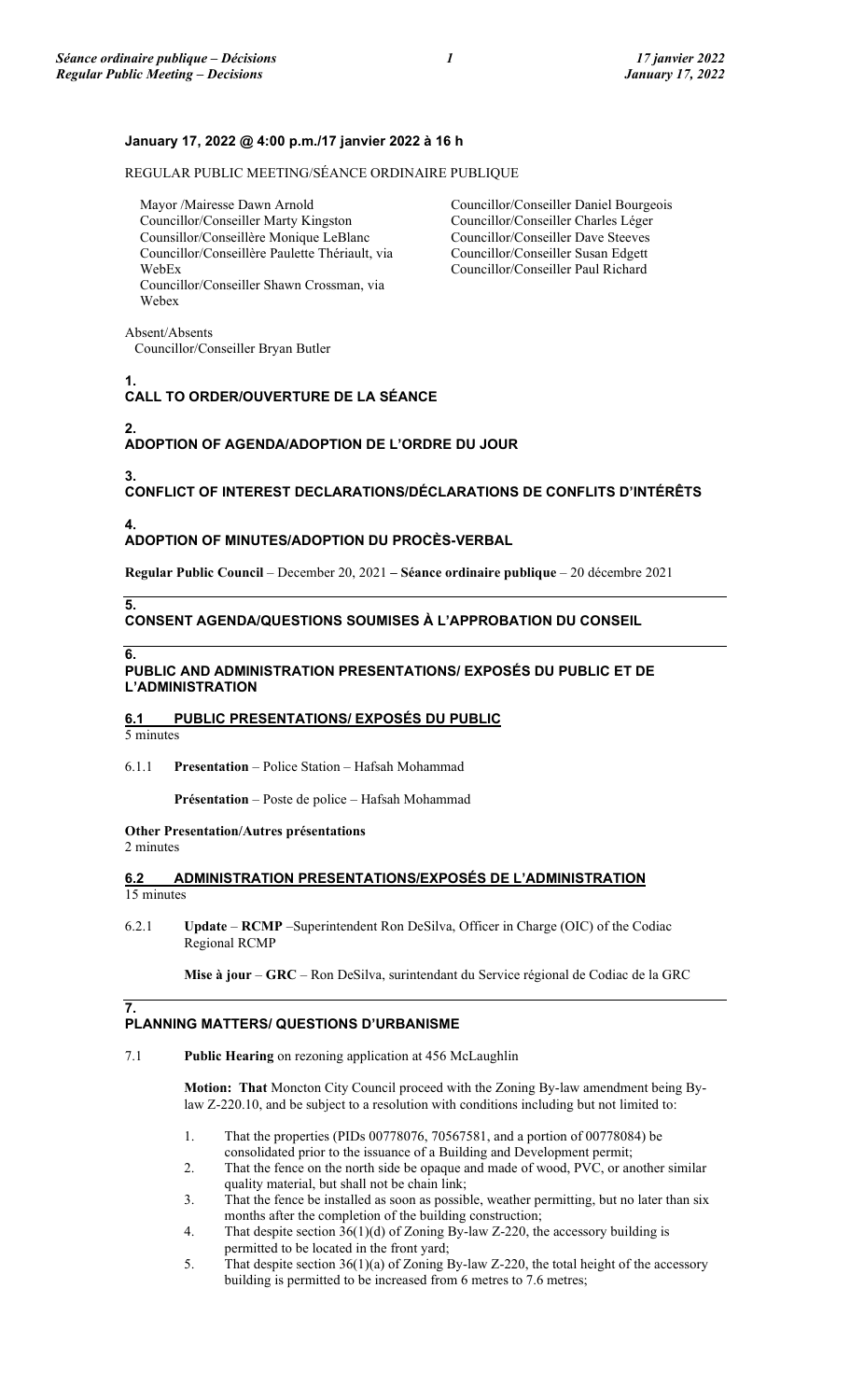**January 17, 2022 @ 4:00 p.m./17 janvier 2022 à 16 h**

REGULAR PUBLIC MEETING/SÉANCE ORDINAIRE PUBLIQUE

Mayor /Mairesse Dawn Arnold
Councillor/Conseiller Marty Kingston
Counsillor/Conseillère Monique LeBlanc
Councillor/Conseillère Paulette Thériault, via WebEx
Councillor/Conseiller Shawn Crossman, via Webex
Councillor/Conseiller Daniel Bourgeois
Councillor/Conseiller Charles Léger
Councillor/Conseiller Dave Steeves
Councillor/Conseiller Susan Edgett
Councillor/Conseiller Paul Richard

Absent/Absents
Councillor/Conseiller Bryan Butler

## 1. CALL TO ORDER/OUVERTURE DE LA SÉANCE

## 2. ADOPTION OF AGENDA/ADOPTION DE L'ORDRE DU JOUR

## 3. CONFLICT OF INTEREST DECLARATIONS/DÉCLARATIONS DE CONFLITS D'INTÉRÊTS

## 4. ADOPTION OF MINUTES/ADOPTION DU PROCÈS-VERBAL

**Regular Public Council** – December 20, 2021 **– Séance ordinaire publique** – 20 décembre 2021

## 5. CONSENT AGENDA/QUESTIONS SOUMISES À L'APPROBATION DU CONSEIL

## 6. PUBLIC AND ADMINISTRATION PRESENTATIONS/ EXPOSÉS DU PUBLIC ET DE L'ADMINISTRATION

### 6.1 PUBLIC PRESENTATIONS/ EXPOSÉS DU PUBLIC

5 minutes

6.1.1 **Presentation** – Police Station – Hafsah Mohammad

**Présentation** – Poste de police – Hafsah Mohammad

**Other Presentation/Autres présentations**
2 minutes

### 6.2 ADMINISTRATION PRESENTATIONS/EXPOSÉS DE L'ADMINISTRATION

15 minutes

6.2.1 **Update** – **RCMP** –Superintendent Ron DeSilva, Officer in Charge (OIC) of the Codiac Regional RCMP

**Mise à jour** – **GRC** – Ron DeSilva, surintendant du Service régional de Codiac de la GRC

## 7. PLANNING MATTERS/ QUESTIONS D'URBANISME

7.1 **Public Hearing** on rezoning application at 456 McLaughlin

**Motion: That** Moncton City Council proceed with the Zoning By-law amendment being By-law Z-220.10, and be subject to a resolution with conditions including but not limited to:

1. That the properties (PIDs 00778076, 70567581, and a portion of 00778084) be consolidated prior to the issuance of a Building and Development permit;
2. That the fence on the north side be opaque and made of wood, PVC, or another similar quality material, but shall not be chain link;
3. That the fence be installed as soon as possible, weather permitting, but no later than six months after the completion of the building construction;
4. That despite section 36(1)(d) of Zoning By-law Z-220, the accessory building is permitted to be located in the front yard;
5. That despite section 36(1)(a) of Zoning By-law Z-220, the total height of the accessory building is permitted to be increased from 6 metres to 7.6 metres;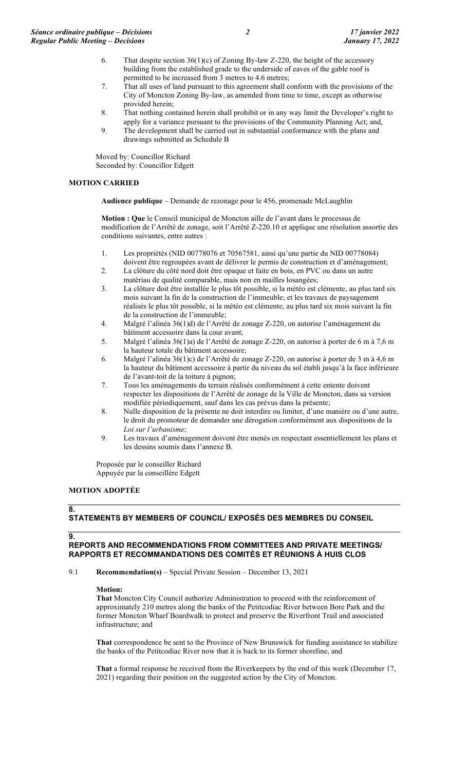6. That despite section 36(1)(c) of Zoning By-law Z-220, the height of the accessory building from the established grade to the underside of eaves of the gable roof is permitted to be increased from 3 metres to 4.6 metres;
7. That all uses of land pursuant to this agreement shall conform with the provisions of the City of Moncton Zoning By-law, as amended from time to time, except as otherwise provided herein;
8. That nothing contained herein shall prohibit or in any way limit the Developer's right to apply for a variance pursuant to the provisions of the Community Planning Act; and,
9. The development shall be carried out in substantial conformance with the plans and drawings submitted as Schedule B

Moved by: Councillor Richard
Seconded by: Councillor Edgett

**MOTION CARRIED**

**Audience publique** – Demande de rezonage pour le 456, promenade McLaughlin

**Motion : Que** le Conseil municipal de Moncton aille de l'avant dans le processus de modification de l'Arrêté de zonage, soit l'Arrêté Z-220.10 et applique une résolution assortie des conditions suivantes, entre autres :

1. Les propriétés (NID 00778076 et 70567581, ainsi qu'une partie du NID 00778084) doivent être regroupées avant de délivrer le permis de construction et d'aménagement;
2. La clôture du côté nord doit être opaque et faite en bois, en PVC ou dans un autre matériau de qualité comparable, mais non en mailles losangées;
3. La clôture doit être installée le plus tôt possible, si la météo est clémente, au plus tard six mois suivant la fin de la construction de l'immeuble; et les travaux de paysagement réalisés le plus tôt possible, si la météo est clémente, au plus tard six mois suivant la fin de la construction de l'immeuble;
4. Malgré l'alinéa 36(1)d) de l'Arrêté de zonage Z-220, on autorise l'aménagement du bâtiment accessoire dans la cour avant;
5. Malgré l'alinéa 36(1)a) de l'Arrêté de zonage Z-220, on autorise à porter de 6 m à 7,6 m la hauteur totale du bâtiment accessoire;
6. Malgré l'alinéa 36(1)c) de l'Arrêté de zonage Z-220, on autorise à porter de 3 m à 4,6 m la hauteur du bâtiment accessoire à partir du niveau du sol établi jusqu'à la face inférieure de l'avant-toit de la toiture à pignon;
7. Tous les aménagements du terrain réalisés conformément à cette entente doivent respecter les dispositions de l'Arrêté de zonage de la Ville de Moncton, dans sa version modifiée périodiquement, sauf dans les cas prévus dans la présente;
8. Nulle disposition de la présente ne doit interdire ou limiter, d'une manière ou d'une autre, le droit du promoteur de demander une dérogation conformément aux dispositions de la *Loi sur l'urbanisme*;
9. Les travaux d'aménagement doivent être menés en respectant essentiellement les plans et les dessins soumis dans l'annexe B.

Proposée par le conseiller Richard
Appuyée par la conseillère Edgett

**MOTION ADOPTÉE**

## 8. STATEMENTS BY MEMBERS OF COUNCIL/ EXPOSÉS DES MEMBRES DU CONSEIL

## 9. REPORTS AND RECOMMENDATIONS FROM COMMITTEES AND PRIVATE MEETINGS/ RAPPORTS ET RECOMMANDATIONS DES COMITÉS ET RÉUNIONS À HUIS CLOS

9.1 **Recommendation(s)** – Special Private Session – December 13, 2021

**Motion:**

**That** Moncton City Council authorize Administration to proceed with the reinforcement of approximately 210 metres along the banks of the Petitcodiac River between Bore Park and the former Moncton Wharf Boardwalk to protect and preserve the Riverfront Trail and associated infrastructure; and

**That** correspondence be sent to the Province of New Brunswick for funding assistance to stabilize the banks of the Petitcodiac River now that it is back to its former shoreline, and

**That** a formal response be received from the Riverkeepers by the end of this week (December 17, 2021) regarding their position on the suggested action by the City of Moncton.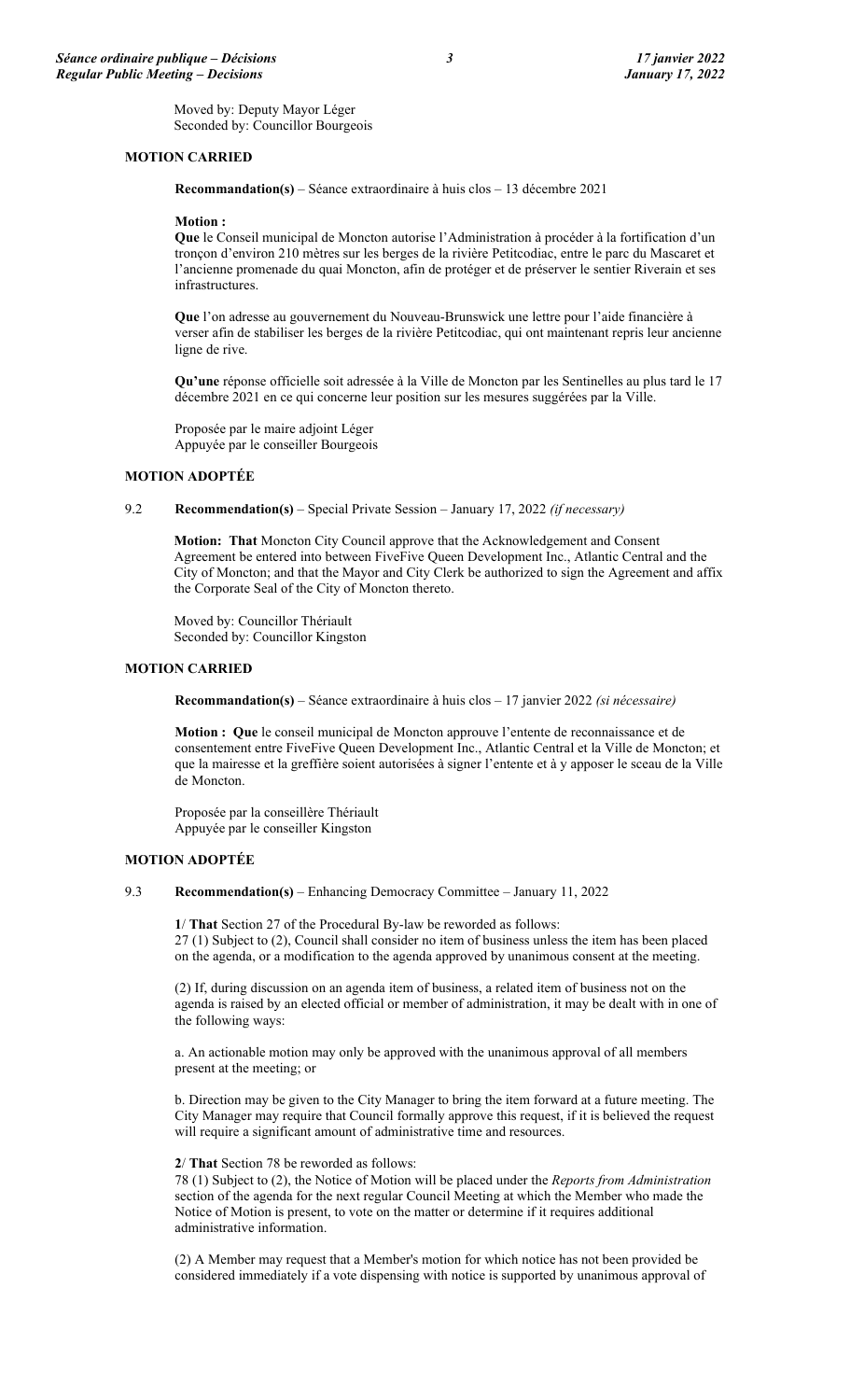Moved by: Deputy Mayor Léger
Seconded by: Councillor Bourgeois

**MOTION CARRIED**

**Recommandation(s)** – Séance extraordinaire à huis clos – 13 décembre 2021

**Motion :**
**Que** le Conseil municipal de Moncton autorise l'Administration à procéder à la fortification d'un tronçon d'environ 210 mètres sur les berges de la rivière Petitcodiac, entre le parc du Mascaret et l'ancienne promenade du quai Moncton, afin de protéger et de préserver le sentier Riverain et ses infrastructures.

**Que** l'on adresse au gouvernement du Nouveau-Brunswick une lettre pour l'aide financière à verser afin de stabiliser les berges de la rivière Petitcodiac, qui ont maintenant repris leur ancienne ligne de rive.

**Qu'une** réponse officielle soit adressée à la Ville de Moncton par les Sentinelles au plus tard le 17 décembre 2021 en ce qui concerne leur position sur les mesures suggérées par la Ville.

Proposée par le maire adjoint Léger
Appuyée par le conseiller Bourgeois

**MOTION ADOPTÉE**

9.2 **Recommendation(s)** – Special Private Session – January 17, 2022 *(if necessary)*

**Motion: That** Moncton City Council approve that the Acknowledgement and Consent Agreement be entered into between FiveFive Queen Development Inc., Atlantic Central and the City of Moncton; and that the Mayor and City Clerk be authorized to sign the Agreement and affix the Corporate Seal of the City of Moncton thereto.

Moved by: Councillor Thériault
Seconded by: Councillor Kingston

**MOTION CARRIED**

**Recommandation(s)** – Séance extraordinaire à huis clos – 17 janvier 2022 *(si nécessaire)*

**Motion : Que** le conseil municipal de Moncton approuve l'entente de reconnaissance et de consentement entre FiveFive Queen Development Inc., Atlantic Central et la Ville de Moncton; et que la mairesse et la greffière soient autorisées à signer l'entente et à y apposer le sceau de la Ville de Moncton.

Proposée par la conseillère Thériault
Appuyée par le conseiller Kingston

**MOTION ADOPTÉE**

9.3 **Recommendation(s)** – Enhancing Democracy Committee – January 11, 2022

**1**/ **That** Section 27 of the Procedural By-law be reworded as follows:
27 (1) Subject to (2), Council shall consider no item of business unless the item has been placed on the agenda, or a modification to the agenda approved by unanimous consent at the meeting.

(2) If, during discussion on an agenda item of business, a related item of business not on the agenda is raised by an elected official or member of administration, it may be dealt with in one of the following ways:

a. An actionable motion may only be approved with the unanimous approval of all members present at the meeting; or

b. Direction may be given to the City Manager to bring the item forward at a future meeting. The City Manager may require that Council formally approve this request, if it is believed the request will require a significant amount of administrative time and resources.

**2**/ **That** Section 78 be reworded as follows:
78 (1) Subject to (2), the Notice of Motion will be placed under the *Reports from Administration* section of the agenda for the next regular Council Meeting at which the Member who made the Notice of Motion is present, to vote on the matter or determine if it requires additional administrative information.

(2) A Member may request that a Member's motion for which notice has not been provided be considered immediately if a vote dispensing with notice is supported by unanimous approval of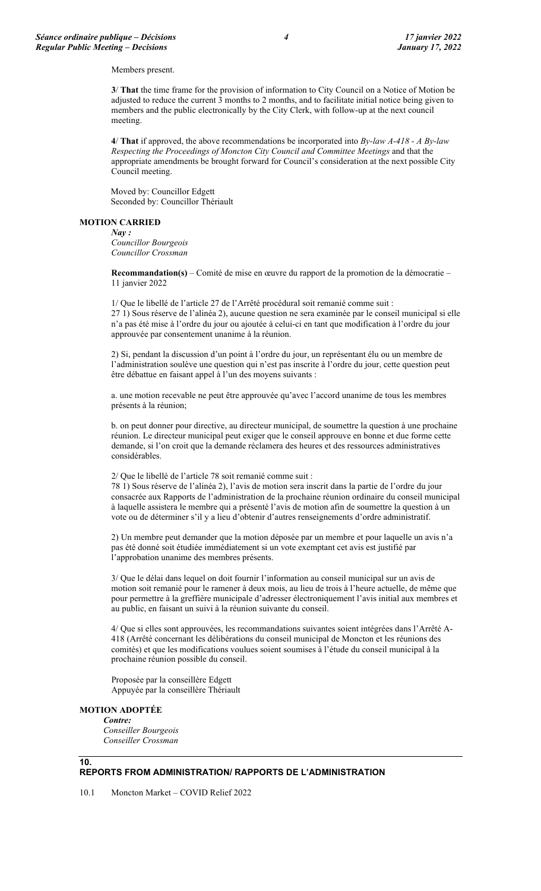Members present.

**3**/ **That** the time frame for the provision of information to City Council on a Notice of Motion be adjusted to reduce the current 3 months to 2 months, and to facilitate initial notice being given to members and the public electronically by the City Clerk, with follow-up at the next council meeting.

**4**/ **That** if approved, the above recommendations be incorporated into *By-law A-418 - A By-law Respecting the Proceedings of Moncton City Council and Committee Meetings* and that the appropriate amendments be brought forward for Council's consideration at the next possible City Council meeting.

Moved by: Councillor Edgett
Seconded by: Councillor Thériault

**MOTION CARRIED**

***Nay :***
*Councillor Bourgeois*
*Councillor Crossman*

**Recommandation(s)** – Comité de mise en œuvre du rapport de la promotion de la démocratie – 11 janvier 2022

1/ Que le libellé de l'article 27 de l'Arrêté procédural soit remanié comme suit :
27 1) Sous réserve de l'alinéa 2), aucune question ne sera examinée par le conseil municipal si elle n'a pas été mise à l'ordre du jour ou ajoutée à celui-ci en tant que modification à l'ordre du jour approuvée par consentement unanime à la réunion.

2) Si, pendant la discussion d'un point à l'ordre du jour, un représentant élu ou un membre de l'administration soulève une question qui n'est pas inscrite à l'ordre du jour, cette question peut être débattue en faisant appel à l'un des moyens suivants :

a. une motion recevable ne peut être approuvée qu'avec l'accord unanime de tous les membres présents à la réunion;

b. on peut donner pour directive, au directeur municipal, de soumettre la question à une prochaine réunion. Le directeur municipal peut exiger que le conseil approuve en bonne et due forme cette demande, si l'on croit que la demande réclamera des heures et des ressources administratives considérables.

2/ Que le libellé de l'article 78 soit remanié comme suit :
78 1) Sous réserve de l'alinéa 2), l'avis de motion sera inscrit dans la partie de l'ordre du jour consacrée aux Rapports de l'administration de la prochaine réunion ordinaire du conseil municipal à laquelle assistera le membre qui a présenté l'avis de motion afin de soumettre la question à un vote ou de déterminer s'il y a lieu d'obtenir d'autres renseignements d'ordre administratif.

2) Un membre peut demander que la motion déposée par un membre et pour laquelle un avis n'a pas été donné soit étudiée immédiatement si un vote exemptant cet avis est justifié par l'approbation unanime des membres présents.

3/ Que le délai dans lequel on doit fournir l'information au conseil municipal sur un avis de motion soit remanié pour le ramener à deux mois, au lieu de trois à l'heure actuelle, de même que pour permettre à la greffière municipale d'adresser électroniquement l'avis initial aux membres et au public, en faisant un suivi à la réunion suivante du conseil.

4/ Que si elles sont approuvées, les recommandations suivantes soient intégrées dans l'Arrêté A-418 (Arrêté concernant les délibérations du conseil municipal de Moncton et les réunions des comités) et que les modifications voulues soient soumises à l'étude du conseil municipal à la prochaine réunion possible du conseil.

Proposée par la conseillère Edgett
Appuyée par la conseillère Thériault

**MOTION ADOPTÉE**

***Contre:***
*Conseiller Bourgeois*
*Conseiller Crossman*

## 10. REPORTS FROM ADMINISTRATION/ RAPPORTS DE L'ADMINISTRATION

10.1 Moncton Market – COVID Relief 2022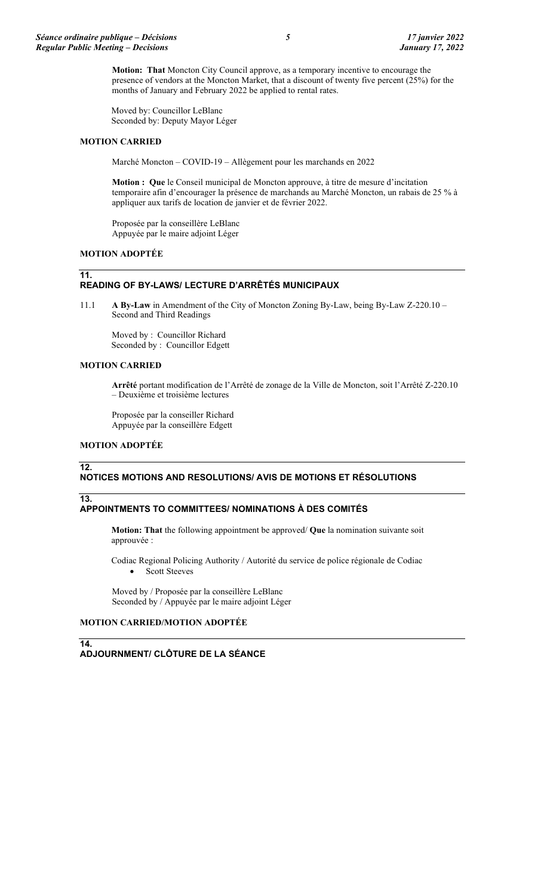**Motion: That** Moncton City Council approve, as a temporary incentive to encourage the presence of vendors at the Moncton Market, that a discount of twenty five percent (25%) for the months of January and February 2022 be applied to rental rates.

Moved by: Councillor LeBlanc
Seconded by: Deputy Mayor Léger

**MOTION CARRIED**

Marché Moncton – COVID-19 – Allègement pour les marchands en 2022

**Motion : Que** le Conseil municipal de Moncton approuve, à titre de mesure d'incitation temporaire afin d'encourager la présence de marchands au Marché Moncton, un rabais de 25 % à appliquer aux tarifs de location de janvier et de février 2022.

Proposée par la conseillère LeBlanc
Appuyée par le maire adjoint Léger

**MOTION ADOPTÉE**

## 11. READING OF BY-LAWS/ LECTURE D'ARRÊTÉS MUNICIPAUX

11.1 **A By-Law** in Amendment of the City of Moncton Zoning By-Law, being By-Law Z-220.10 – Second and Third Readings

Moved by : Councillor Richard
Seconded by : Councillor Edgett

**MOTION CARRIED**

**Arrêté** portant modification de l'Arrêté de zonage de la Ville de Moncton, soit l'Arrêté Z-220.10 – Deuxième et troisième lectures

Proposée par la conseiller Richard
Appuyée par la conseillère Edgett

**MOTION ADOPTÉE**

## 12. NOTICES MOTIONS AND RESOLUTIONS/ AVIS DE MOTIONS ET RÉSOLUTIONS

## 13. APPOINTMENTS TO COMMITTEES/ NOMINATIONS À DES COMITÉS

**Motion: That** the following appointment be approved/ **Que** la nomination suivante soit approuvée :

Codiac Regional Policing Authority / Autorité du service de police régionale de Codiac

- Scott Steeves

Moved by / Proposée par la conseillère LeBlanc
Seconded by / Appuyée par le maire adjoint Léger

**MOTION CARRIED/MOTION ADOPTÉE**

## 14. ADJOURNMENT/ CLÔTURE DE LA SÉANCE